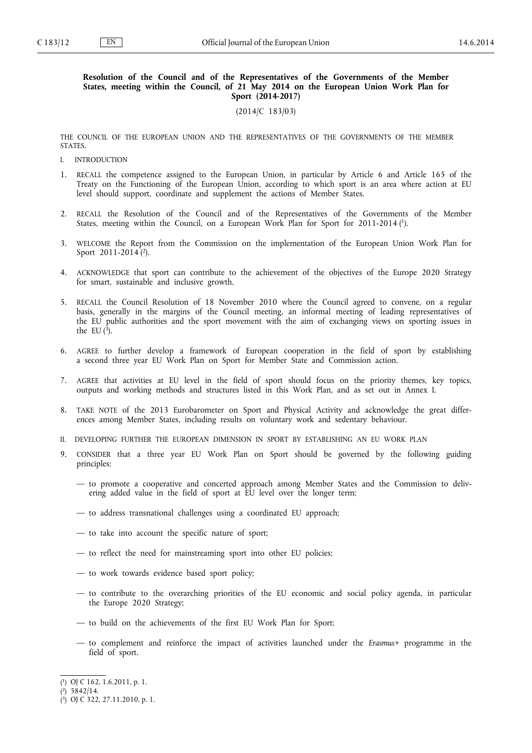**Resolution of the Council and of the Representatives of the Governments of the Member States, meeting within the Council, of 21 May 2014 on the European Union Work Plan for Sport (2014-2017)**

(2014/C 183/03)

THE COUNCIL OF THE EUROPEAN UNION AND THE REPRESENTATIVES OF THE GOVERNMENTS OF THE MEMBER STATES,

I. INTRODUCTION

1. RECALL the competence assigned to the European Union, in particular by Article 6 and Article 165 of the Treaty on the Functioning of the European Union, according to which sport is an area where action at EU level should support, coordinate and supplement the actions of Member States.

2. RECALL the Resolution of the Council and of the Representatives of the Governments of the Member States, meeting within the Council, on a European Work Plan for Sport for 2011-2014 [1].

3. WELCOME the Report from the Commission on the implementation of the European Union Work Plan for Sport 2011-2014 [2].

4. ACKNOWLEDGE that sport can contribute to the achievement of the objectives of the Europe 2020 Strategy for smart, sustainable and inclusive growth.

5. RECALL the Council Resolution of 18 November 2010 where the Council agreed to convene, on a regular basis, generally in the margins of the Council meeting, an informal meeting of leading representatives of the EU public authorities and the sport movement with the aim of exchanging views on sporting issues in the EU [3].

6. AGREE to further develop a framework of European cooperation in the field of sport by establishing a second three year EU Work Plan on Sport for Member State and Commission action.

7. AGREE that activities at EU level in the field of sport should focus on the priority themes, key topics, outputs and working methods and structures listed in this Work Plan, and as set out in Annex I.

8. TAKE NOTE of the 2013 Eurobarometer on Sport and Physical Activity and acknowledge the great differences among Member States, including results on voluntary work and sedentary behaviour.

II. DEVELOPING FURTHER THE EUROPEAN DIMENSION IN SPORT BY ESTABLISHING AN EU WORK PLAN

9. CONSIDER that a three year EU Work Plan on Sport should be governed by the following guiding principles:

   — to promote a cooperative and concerted approach among Member States and the Commission to delivering added value in the field of sport at EU level over the longer term;

   — to address transnational challenges using a coordinated EU approach;

   — to take into account the specific nature of sport;

   — to reflect the need for mainstreaming sport into other EU policies;

   — to work towards evidence based sport policy;

   — to contribute to the overarching priorities of the EU economic and social policy agenda, in particular the Europe 2020 Strategy;

   — to build on the achievements of the first EU Work Plan for Sport;

   — to complement and reinforce the impact of activities launched under the *Erasmus+* programme in the field of sport.

---

[1] OJ C 162, 1.6.2011, p. 1.

[2] 5842/14.

[3] OJ C 322, 27.11.2010, p. 1.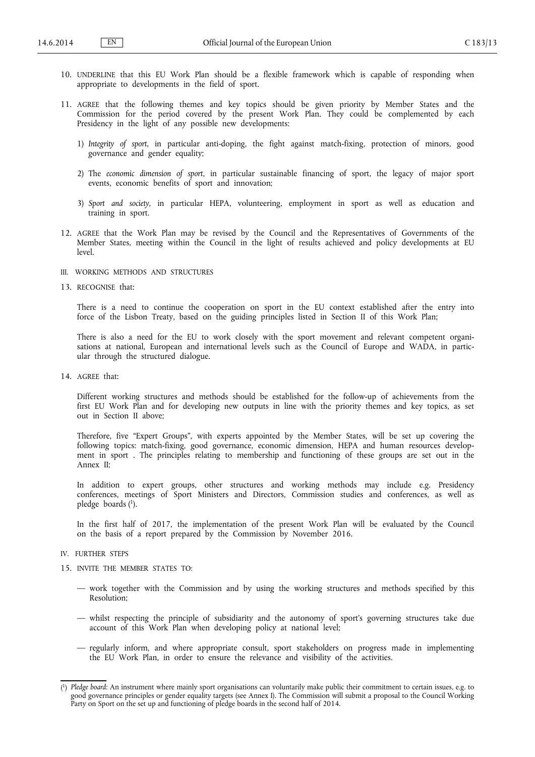10. UNDERLINE that this EU Work Plan should be a flexible framework which is capable of responding when appropriate to developments in the field of sport.

11. AGREE that the following themes and key topics should be given priority by Member States and the Commission for the period covered by the present Work Plan. They could be complemented by each Presidency in the light of any possible new developments:

    1) *Integrity of sport*, in particular anti-doping, the fight against match-fixing, protection of minors, good governance and gender equality;

    2) The *economic dimension of sport*, in particular sustainable financing of sport, the legacy of major sport events, economic benefits of sport and innovation;

    3) *Sport and society*, in particular HEPA, volunteering, employment in sport as well as education and training in sport.

12. AGREE that the Work Plan may be revised by the Council and the Representatives of Governments of the Member States, meeting within the Council in the light of results achieved and policy developments at EU level.

## III. WORKING METHODS AND STRUCTURES

13. RECOGNISE that:

    There is a need to continue the cooperation on sport in the EU context established after the entry into force of the Lisbon Treaty, based on the guiding principles listed in Section II of this Work Plan;

    There is also a need for the EU to work closely with the sport movement and relevant competent organisations at national, European and international levels such as the Council of Europe and WADA, in particular through the structured dialogue.

14. AGREE that:

    Different working structures and methods should be established for the follow-up of achievements from the first EU Work Plan and for developing new outputs in line with the priority themes and key topics, as set out in Section II above;

    Therefore, five "Expert Groups", with experts appointed by the Member States, will be set up covering the following topics: match-fixing, good governance, economic dimension, HEPA and human resources development in sport . The principles relating to membership and functioning of these groups are set out in the Annex II;

    In addition to expert groups, other structures and working methods may include e.g. Presidency conferences, meetings of Sport Ministers and Directors, Commission studies and conferences, as well as pledge boards [1].

    In the first half of 2017, the implementation of the present Work Plan will be evaluated by the Council on the basis of a report prepared by the Commission by November 2016.

## IV. FURTHER STEPS

15. INVITE THE MEMBER STATES TO:

    — work together with the Commission and by using the working structures and methods specified by this Resolution;

    — whilst respecting the principle of subsidiarity and the autonomy of sport's governing structures take due account of this Work Plan when developing policy at national level;

    — regularly inform, and where appropriate consult, sport stakeholders on progress made in implementing the EU Work Plan, in order to ensure the relevance and visibility of the activities.

---

[1] *Pledge board*: An instrument where mainly sport organisations can voluntarily make public their commitment to certain issues, e.g. to good governance principles or gender equality targets (see Annex I). The Commission will submit a proposal to the Council Working Party on Sport on the set up and functioning of pledge boards in the second half of 2014.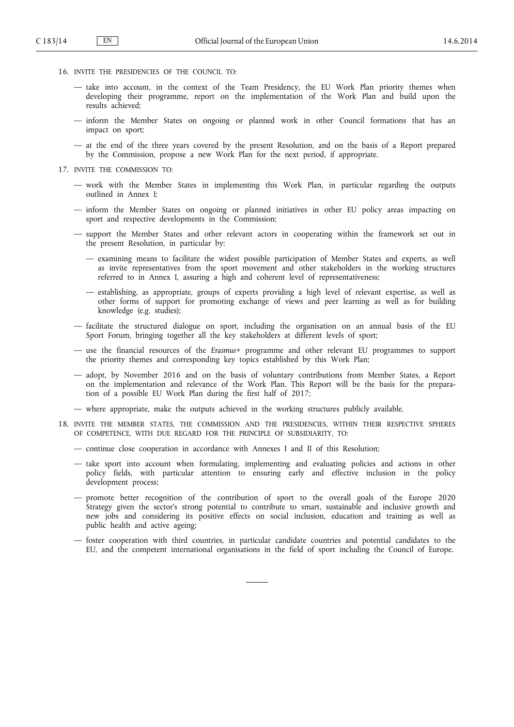16. INVITE THE PRESIDENCIES OF THE COUNCIL TO:

— take into account, in the context of the Team Presidency, the EU Work Plan priority themes when developing their programme, report on the implementation of the Work Plan and build upon the results achieved;

— inform the Member States on ongoing or planned work in other Council formations that has an impact on sport;

— at the end of the three years covered by the present Resolution, and on the basis of a Report prepared by the Commission, propose a new Work Plan for the next period, if appropriate.

17. INVITE THE COMMISSION TO:

— work with the Member States in implementing this Work Plan, in particular regarding the outputs outlined in Annex I;

— inform the Member States on ongoing or planned initiatives in other EU policy areas impacting on sport and respective developments in the Commission;

— support the Member States and other relevant actors in cooperating within the framework set out in the present Resolution, in particular by:

  — examining means to facilitate the widest possible participation of Member States and experts, as well as invite representatives from the sport movement and other stakeholders in the working structures referred to in Annex I, assuring a high and coherent level of representativeness;

  — establishing, as appropriate, groups of experts providing a high level of relevant expertise, as well as other forms of support for promoting exchange of views and peer learning as well as for building knowledge (e.g. studies);

— facilitate the structured dialogue on sport, including the organisation on an annual basis of the EU Sport Forum, bringing together all the key stakeholders at different levels of sport;

— use the financial resources of the *Erasmus+* programme and other relevant EU programmes to support the priority themes and corresponding key topics established by this Work Plan;

— adopt, by November 2016 and on the basis of voluntary contributions from Member States, a Report on the implementation and relevance of the Work Plan. This Report will be the basis for the preparation of a possible EU Work Plan during the first half of 2017;

— where appropriate, make the outputs achieved in the working structures publicly available.

18. INVITE THE MEMBER STATES, THE COMMISSION AND THE PRESIDENCIES, WITHIN THEIR RESPECTIVE SPHERES OF COMPETENCE, WITH DUE REGARD FOR THE PRINCIPLE OF SUBSIDIARITY, TO:

— continue close cooperation in accordance with Annexes I and II of this Resolution;

— take sport into account when formulating, implementing and evaluating policies and actions in other policy fields, with particular attention to ensuring early and effective inclusion in the policy development process;

— promote better recognition of the contribution of sport to the overall goals of the Europe 2020 Strategy given the sector's strong potential to contribute to smart, sustainable and inclusive growth and new jobs and considering its positive effects on social inclusion, education and training as well as public health and active ageing;

— foster cooperation with third countries, in particular candidate countries and potential candidates to the EU, and the competent international organisations in the field of sport including the Council of Europe.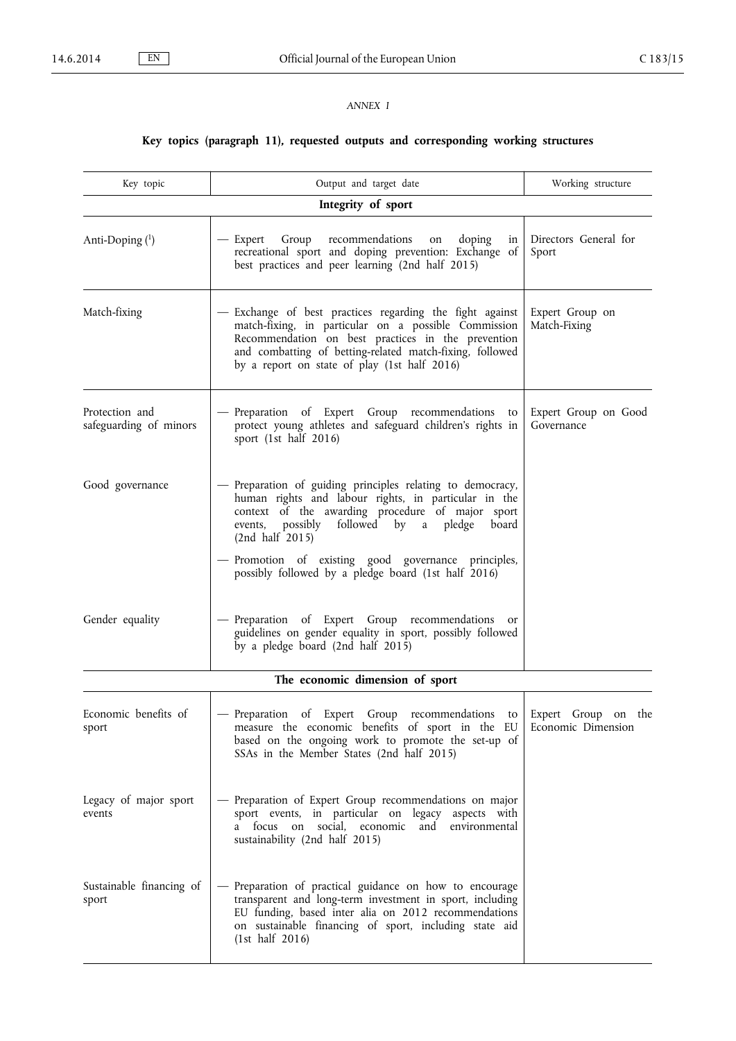*ANNEX I*

**Key topics (paragraph 11), requested outputs and corresponding working structures**

| Key topic | Output and target date | Working structure |
|---|---|---|
| **Integrity of sport** | | |
| Anti-Doping [1] | — Expert Group recommendations on doping in recreational sport and doping prevention: Exchange of best practices and peer learning (2nd half 2015) | Directors General for Sport |
| Match-fixing | — Exchange of best practices regarding the fight against match-fixing, in particular on a possible Commission Recommendation on best practices in the prevention and combatting of betting-related match-fixing, followed by a report on state of play (1st half 2016) | Expert Group on Match-Fixing |
| Protection and safeguarding of minors | — Preparation of Expert Group recommendations to protect young athletes and safeguard children's rights in sport (1st half 2016) | Expert Group on Good Governance |
| Good governance | — Preparation of guiding principles relating to democracy, human rights and labour rights, in particular in the context of the awarding procedure of major sport events, possibly followed by a pledge board (2nd half 2015)<br>— Promotion of existing good governance principles, possibly followed by a pledge board (1st half 2016) | |
| Gender equality | — Preparation of Expert Group recommendations or guidelines on gender equality in sport, possibly followed by a pledge board (2nd half 2015) | |
| **The economic dimension of sport** | | |
| Economic benefits of sport | — Preparation of Expert Group recommendations to measure the economic benefits of sport in the EU based on the ongoing work to promote the set-up of SSAs in the Member States (2nd half 2015) | Expert Group on the Economic Dimension |
| Legacy of major sport events | — Preparation of Expert Group recommendations on major sport events, in particular on legacy aspects with a focus on social, economic and environmental sustainability (2nd half 2015) | |
| Sustainable financing of sport | — Preparation of practical guidance on how to encourage transparent and long-term investment in sport, including EU funding, based inter alia on 2012 recommendations on sustainable financing of sport, including state aid (1st half 2016) | |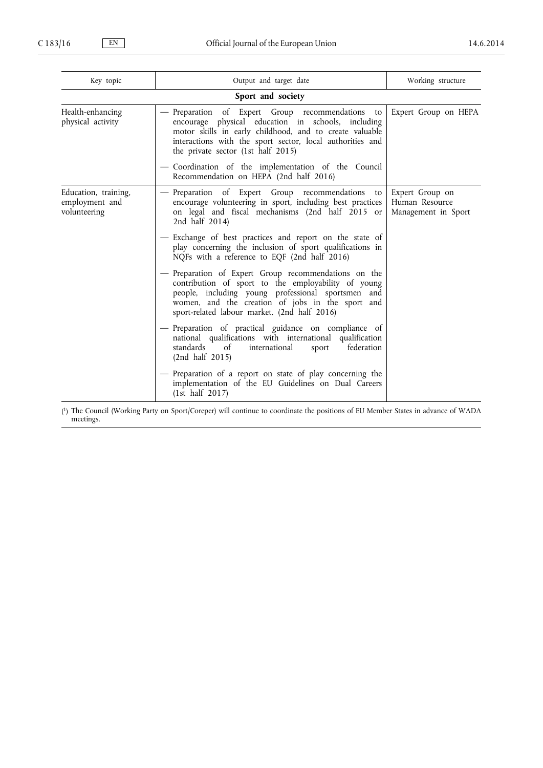| Key topic | Output and target date | Working structure |
|---|---|---|
| **Sport and society** | | |
| Health-enhancing physical activity | — Preparation of Expert Group recommendations to encourage physical education in schools, including motor skills in early childhood, and to create valuable interactions with the sport sector, local authorities and the private sector (1st half 2015)<br>— Coordination of the implementation of the Council Recommendation on HEPA (2nd half 2016) | Expert Group on HEPA |
| Education, training, employment and volunteering | — Preparation of Expert Group recommendations to encourage volunteering in sport, including best practices on legal and fiscal mechanisms (2nd half 2015 or 2nd half 2014)<br>— Exchange of best practices and report on the state of play concerning the inclusion of sport qualifications in NQFs with a reference to EQF (2nd half 2016)<br>— Preparation of Expert Group recommendations on the contribution of sport to the employability of young people, including young professional sportsmen and women, and the creation of jobs in the sport and sport-related labour market. (2nd half 2016)<br>— Preparation of practical guidance on compliance of national qualifications with international qualification standards of international sport federation (2nd half 2015)<br>— Preparation of a report on state of play concerning the implementation of the EU Guidelines on Dual Careers (1st half 2017) | Expert Group on Human Resource Management in Sport |

([1]) The Council (Working Party on Sport/Coreper) will continue to coordinate the positions of EU Member States in advance of WADA meetings.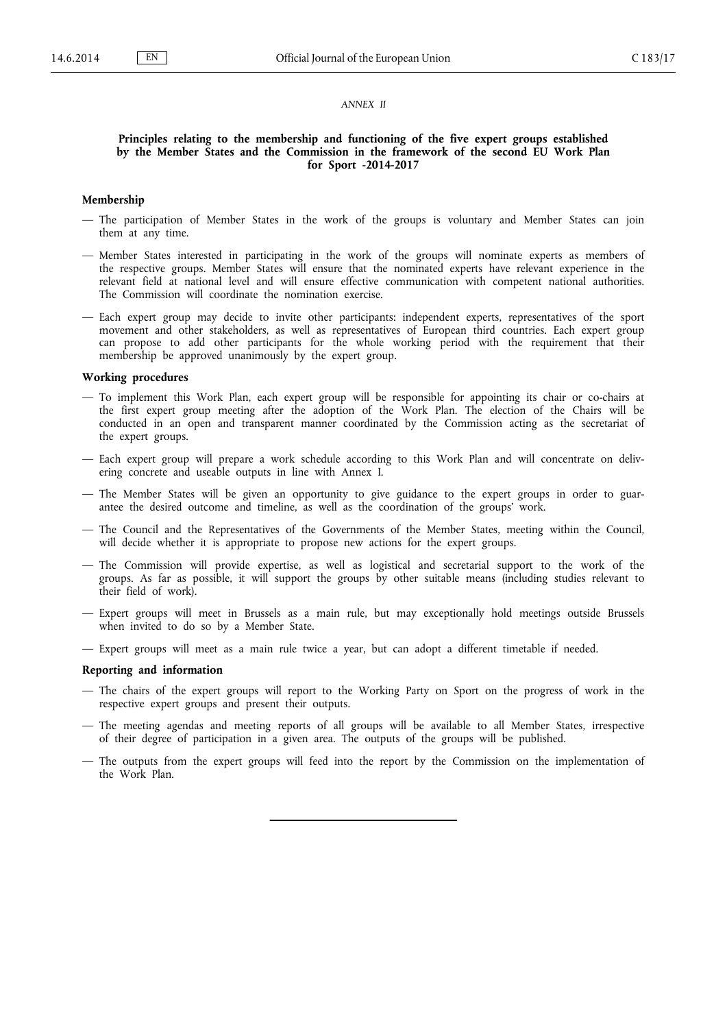*ANNEX II*

## Principles relating to the membership and functioning of the five expert groups established by the Member States and the Commission in the framework of the second EU Work Plan for Sport -2014-2017

### Membership

— The participation of Member States in the work of the groups is voluntary and Member States can join them at any time.

— Member States interested in participating in the work of the groups will nominate experts as members of the respective groups. Member States will ensure that the nominated experts have relevant experience in the relevant field at national level and will ensure effective communication with competent national authorities. The Commission will coordinate the nomination exercise.

— Each expert group may decide to invite other participants: independent experts, representatives of the sport movement and other stakeholders, as well as representatives of European third countries. Each expert group can propose to add other participants for the whole working period with the requirement that their membership be approved unanimously by the expert group.

### Working procedures

— To implement this Work Plan, each expert group will be responsible for appointing its chair or co-chairs at the first expert group meeting after the adoption of the Work Plan. The election of the Chairs will be conducted in an open and transparent manner coordinated by the Commission acting as the secretariat of the expert groups.

— Each expert group will prepare a work schedule according to this Work Plan and will concentrate on delivering concrete and useable outputs in line with Annex I.

— The Member States will be given an opportunity to give guidance to the expert groups in order to guarantee the desired outcome and timeline, as well as the coordination of the groups' work.

— The Council and the Representatives of the Governments of the Member States, meeting within the Council, will decide whether it is appropriate to propose new actions for the expert groups.

— The Commission will provide expertise, as well as logistical and secretarial support to the work of the groups. As far as possible, it will support the groups by other suitable means (including studies relevant to their field of work).

— Expert groups will meet in Brussels as a main rule, but may exceptionally hold meetings outside Brussels when invited to do so by a Member State.

— Expert groups will meet as a main rule twice a year, but can adopt a different timetable if needed.

### Reporting and information

— The chairs of the expert groups will report to the Working Party on Sport on the progress of work in the respective expert groups and present their outputs.

— The meeting agendas and meeting reports of all groups will be available to all Member States, irrespective of their degree of participation in a given area. The outputs of the groups will be published.

— The outputs from the expert groups will feed into the report by the Commission on the implementation of the Work Plan.